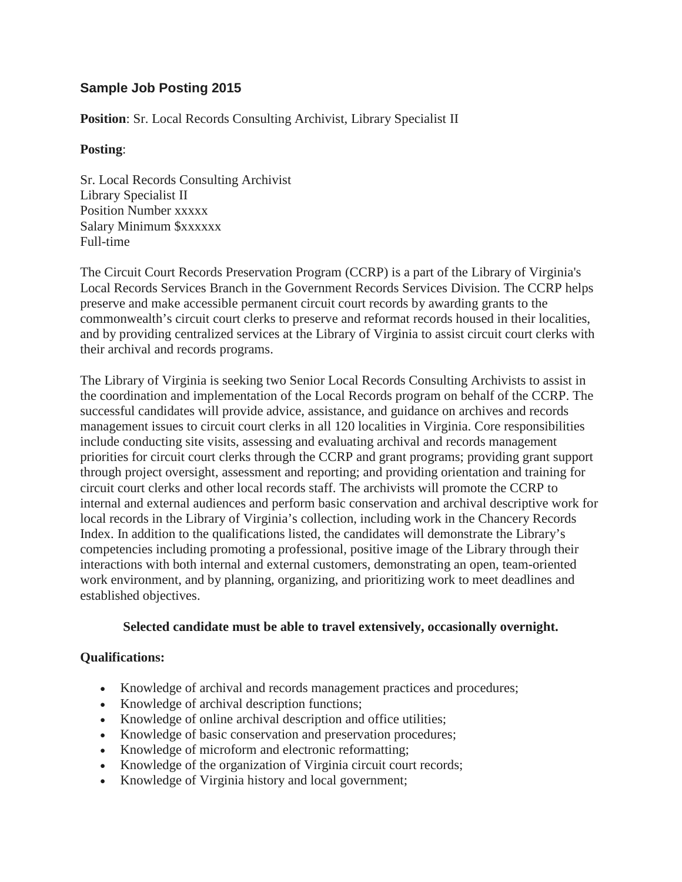## Sample Job Posting 2015

**Position**: Sr. Local Records Consulting Archivist, Library Specialist II

**Posting**:

Sr. Local Records Consulting Archivist
Library Specialist II
Position Number xxxxx
Salary Minimum $xxxxxx
Full-time

The Circuit Court Records Preservation Program (CCRP) is a part of the Library of Virginia's Local Records Services Branch in the Government Records Services Division. The CCRP helps preserve and make accessible permanent circuit court records by awarding grants to the commonwealth's circuit court clerks to preserve and reformat records housed in their localities, and by providing centralized services at the Library of Virginia to assist circuit court clerks with their archival and records programs.

The Library of Virginia is seeking two Senior Local Records Consulting Archivists to assist in the coordination and implementation of the Local Records program on behalf of the CCRP. The successful candidates will provide advice, assistance, and guidance on archives and records management issues to circuit court clerks in all 120 localities in Virginia. Core responsibilities include conducting site visits, assessing and evaluating archival and records management priorities for circuit court clerks through the CCRP and grant programs; providing grant support through project oversight, assessment and reporting; and providing orientation and training for circuit court clerks and other local records staff. The archivists will promote the CCRP to internal and external audiences and perform basic conservation and archival descriptive work for local records in the Library of Virginia's collection, including work in the Chancery Records Index. In addition to the qualifications listed, the candidates will demonstrate the Library's competencies including promoting a professional, positive image of the Library through their interactions with both internal and external customers, demonstrating an open, team-oriented work environment, and by planning, organizing, and prioritizing work to meet deadlines and established objectives.

**Selected candidate must be able to travel extensively, occasionally overnight.**

**Qualifications:**

- Knowledge of archival and records management practices and procedures;
- Knowledge of archival description functions;
- Knowledge of online archival description and office utilities;
- Knowledge of basic conservation and preservation procedures;
- Knowledge of microform and electronic reformatting;
- Knowledge of the organization of Virginia circuit court records;
- Knowledge of Virginia history and local government;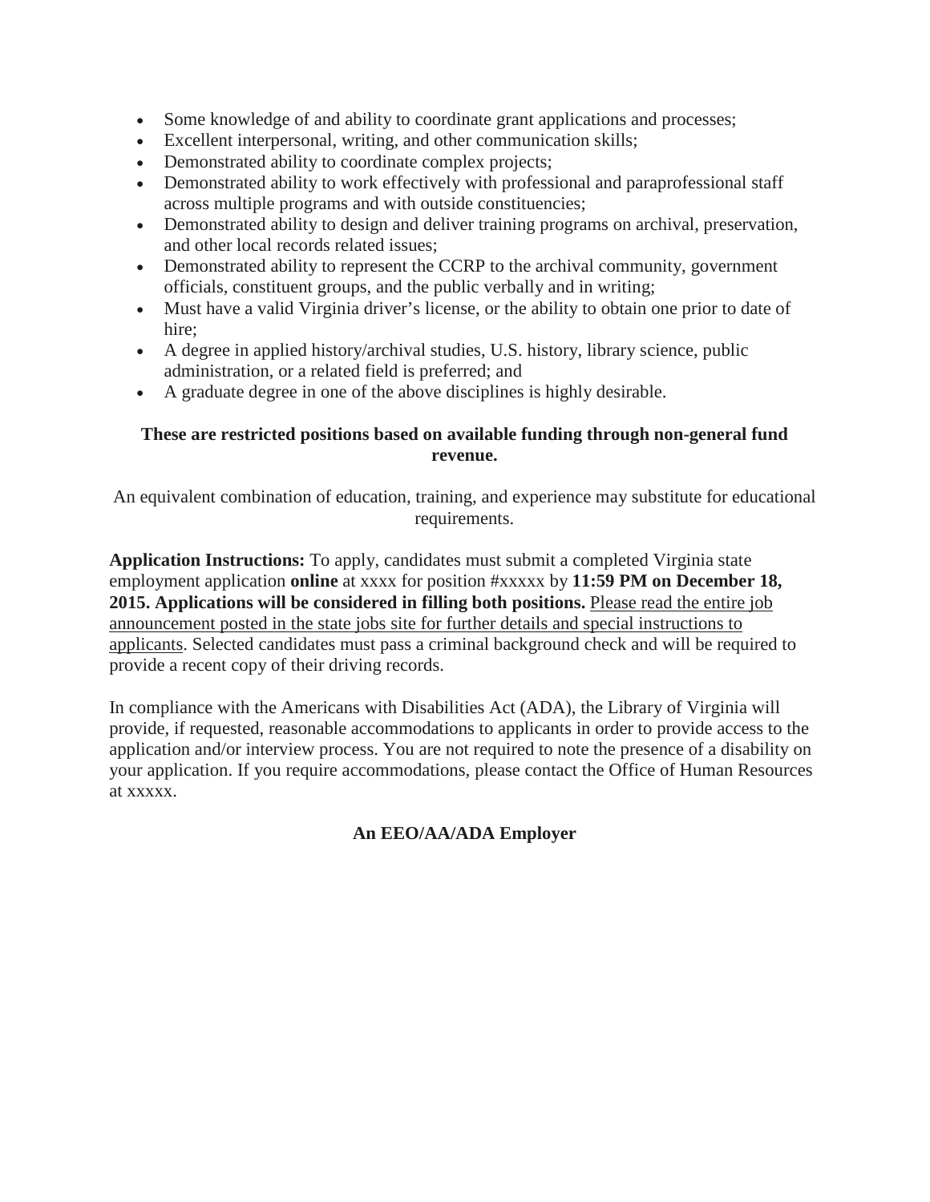- Some knowledge of and ability to coordinate grant applications and processes;
- Excellent interpersonal, writing, and other communication skills;
- Demonstrated ability to coordinate complex projects;
- Demonstrated ability to work effectively with professional and paraprofessional staff across multiple programs and with outside constituencies;
- Demonstrated ability to design and deliver training programs on archival, preservation, and other local records related issues;
- Demonstrated ability to represent the CCRP to the archival community, government officials, constituent groups, and the public verbally and in writing;
- Must have a valid Virginia driver's license, or the ability to obtain one prior to date of hire;
- A degree in applied history/archival studies, U.S. history, library science, public administration, or a related field is preferred; and
- A graduate degree in one of the above disciplines is highly desirable.

**These are restricted positions based on available funding through non-general fund revenue.**

An equivalent combination of education, training, and experience may substitute for educational requirements.

**Application Instructions:** To apply, candidates must submit a completed Virginia state employment application **online** at xxxx for position #xxxxx by **11:59 PM on December 18, 2015. Applications will be considered in filling both positions.** Please read the entire job announcement posted in the state jobs site for further details and special instructions to applicants. Selected candidates must pass a criminal background check and will be required to provide a recent copy of their driving records.

In compliance with the Americans with Disabilities Act (ADA), the Library of Virginia will provide, if requested, reasonable accommodations to applicants in order to provide access to the application and/or interview process. You are not required to note the presence of a disability on your application. If you require accommodations, please contact the Office of Human Resources at xxxxx.

**An EEO/AA/ADA Employer**